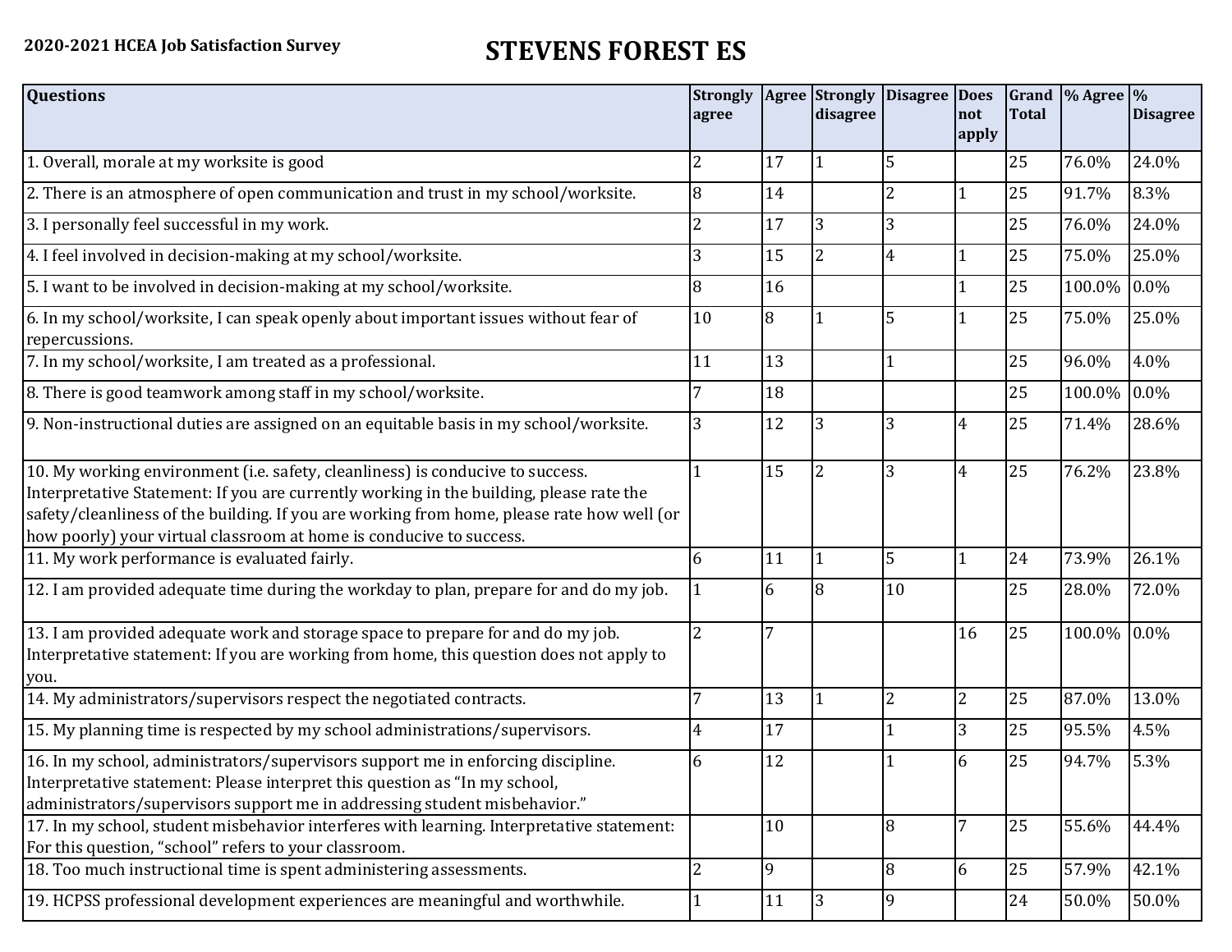2020-2021 HCEA Job Satisfaction Survey

# STEVENS FOREST ES

| Questions | Strongly agree | Agree | Strongly disagree | Disagree | Does not apply | Grand Total | % Agree | % Disagree |
|---|---|---|---|---|---|---|---|---|
| 1. Overall, morale at my worksite is good | 2 | 17 | 1 | 5 | | 25 | 76.0% | 24.0% |
| 2. There is an atmosphere of open communication and trust in my school/worksite. | 8 | 14 | | 2 | 1 | 25 | 91.7% | 8.3% |
| 3. I personally feel successful in my work. | 2 | 17 | 3 | 3 | | 25 | 76.0% | 24.0% |
| 4. I feel involved in decision-making at my school/worksite. | 3 | 15 | 2 | 4 | 1 | 25 | 75.0% | 25.0% |
| 5. I want to be involved in decision-making at my school/worksite. | 8 | 16 | | | 1 | 25 | 100.0% | 0.0% |
| 6. In my school/worksite, I can speak openly about important issues without fear of repercussions. | 10 | 8 | 1 | 5 | 1 | 25 | 75.0% | 25.0% |
| 7. In my school/worksite, I am treated as a professional. | 11 | 13 | | 1 | | 25 | 96.0% | 4.0% |
| 8. There is good teamwork among staff in my school/worksite. | 7 | 18 | | | | 25 | 100.0% | 0.0% |
| 9. Non-instructional duties are assigned on an equitable basis in my school/worksite. | 3 | 12 | 3 | 3 | 4 | 25 | 71.4% | 28.6% |
| 10. My working environment (i.e. safety, cleanliness) is conducive to success. Interpretative Statement: If you are currently working in the building, please rate the safety/cleanliness of the building. If you are working from home, please rate how well (or how poorly) your virtual classroom at home is conducive to success. | 1 | 15 | 2 | 3 | 4 | 25 | 76.2% | 23.8% |
| 11. My work performance is evaluated fairly. | 6 | 11 | 1 | 5 | 1 | 24 | 73.9% | 26.1% |
| 12. I am provided adequate time during the workday to plan, prepare for and do my job. | 1 | 6 | 8 | 10 | | 25 | 28.0% | 72.0% |
| 13. I am provided adequate work and storage space to prepare for and do my job. Interpretative statement: If you are working from home, this question does not apply to you. | 2 | 7 | | | 16 | 25 | 100.0% | 0.0% |
| 14. My administrators/supervisors respect the negotiated contracts. | 7 | 13 | 1 | 2 | 2 | 25 | 87.0% | 13.0% |
| 15. My planning time is respected by my school administrations/supervisors. | 4 | 17 | | 1 | 3 | 25 | 95.5% | 4.5% |
| 16. In my school, administrators/supervisors support me in enforcing discipline. Interpretative statement: Please interpret this question as "In my school, administrators/supervisors support me in addressing student misbehavior." | 6 | 12 | | 1 | 6 | 25 | 94.7% | 5.3% |
| 17. In my school, student misbehavior interferes with learning. Interpretative statement: For this question, "school" refers to your classroom. | | 10 | | 8 | 7 | 25 | 55.6% | 44.4% |
| 18. Too much instructional time is spent administering assessments. | 2 | 9 | | 8 | 6 | 25 | 57.9% | 42.1% |
| 19. HCPSS professional development experiences are meaningful and worthwhile. | 1 | 11 | 3 | 9 | | 24 | 50.0% | 50.0% |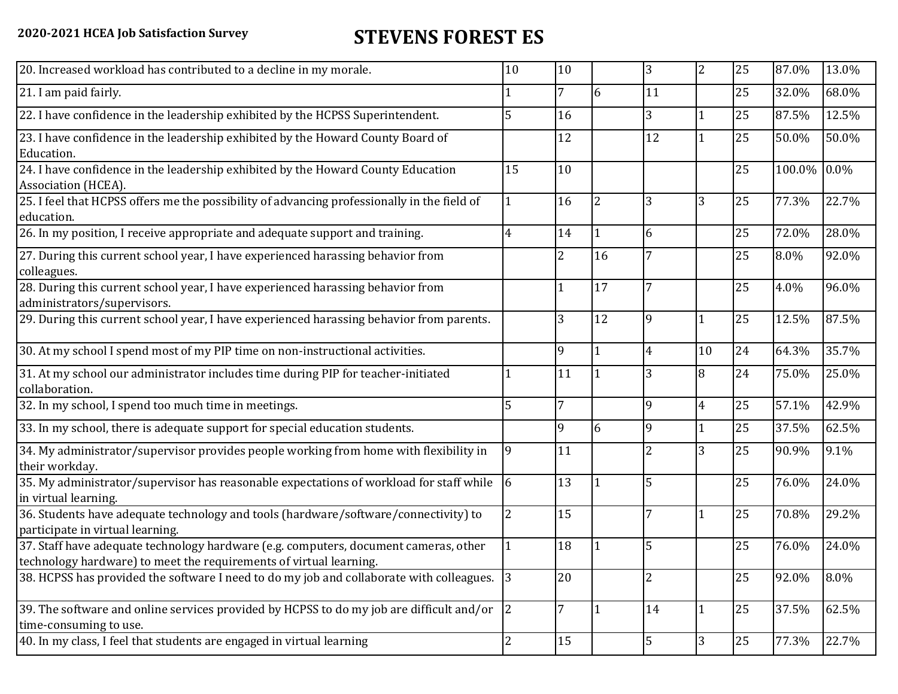**2020-2021 HCEA Job Satisfaction Survey**

# STEVENS FOREST ES

| | | | | | | | | |
|---|---|---|---|---|---|---|---|---|
| 20. Increased workload has contributed to a decline in my morale. | 10 | 10 | | 3 | 2 | 25 | 87.0% | 13.0% |
| 21. I am paid fairly. | 1 | 7 | 6 | 11 | | 25 | 32.0% | 68.0% |
| 22. I have confidence in the leadership exhibited by the HCPSS Superintendent. | 5 | 16 | | 3 | 1 | 25 | 87.5% | 12.5% |
| 23. I have confidence in the leadership exhibited by the Howard County Board of Education. | | 12 | | 12 | 1 | 25 | 50.0% | 50.0% |
| 24. I have confidence in the leadership exhibited by the Howard County Education Association (HCEA). | 15 | 10 | | | | 25 | 100.0% | 0.0% |
| 25. I feel that HCPSS offers me the possibility of advancing professionally in the field of education. | 1 | 16 | 2 | 3 | 3 | 25 | 77.3% | 22.7% |
| 26. In my position, I receive appropriate and adequate support and training. | 4 | 14 | 1 | 6 | | 25 | 72.0% | 28.0% |
| 27. During this current school year, I have experienced harassing behavior from colleagues. | | 2 | 16 | 7 | | 25 | 8.0% | 92.0% |
| 28. During this current school year, I have experienced harassing behavior from administrators/supervisors. | | 1 | 17 | 7 | | 25 | 4.0% | 96.0% |
| 29. During this current school year, I have experienced harassing behavior from parents. | | 3 | 12 | 9 | 1 | 25 | 12.5% | 87.5% |
| 30. At my school I spend most of my PIP time on non-instructional activities. | | 9 | 1 | 4 | 10 | 24 | 64.3% | 35.7% |
| 31. At my school our administrator includes time during PIP for teacher-initiated collaboration. | 1 | 11 | 1 | 3 | 8 | 24 | 75.0% | 25.0% |
| 32. In my school, I spend too much time in meetings. | 5 | 7 | | 9 | 4 | 25 | 57.1% | 42.9% |
| 33. In my school, there is adequate support for special education students. | | 9 | 6 | 9 | 1 | 25 | 37.5% | 62.5% |
| 34. My administrator/supervisor provides people working from home with flexibility in their workday. | 9 | 11 | | 2 | 3 | 25 | 90.9% | 9.1% |
| 35. My administrator/supervisor has reasonable expectations of workload for staff while in virtual learning. | 6 | 13 | 1 | 5 | | 25 | 76.0% | 24.0% |
| 36. Students have adequate technology and tools (hardware/software/connectivity) to participate in virtual learning. | 2 | 15 | | 7 | 1 | 25 | 70.8% | 29.2% |
| 37. Staff have adequate technology hardware (e.g. computers, document cameras, other technology hardware) to meet the requirements of virtual learning. | 1 | 18 | 1 | 5 | | 25 | 76.0% | 24.0% |
| 38. HCPSS has provided the software I need to do my job and collaborate with colleagues. | 3 | 20 | | 2 | | 25 | 92.0% | 8.0% |
| 39. The software and online services provided by HCPSS to do my job are difficult and/or time-consuming to use. | 2 | 7 | 1 | 14 | 1 | 25 | 37.5% | 62.5% |
| 40. In my class, I feel that students are engaged in virtual learning | 2 | 15 | | 5 | 3 | 25 | 77.3% | 22.7% |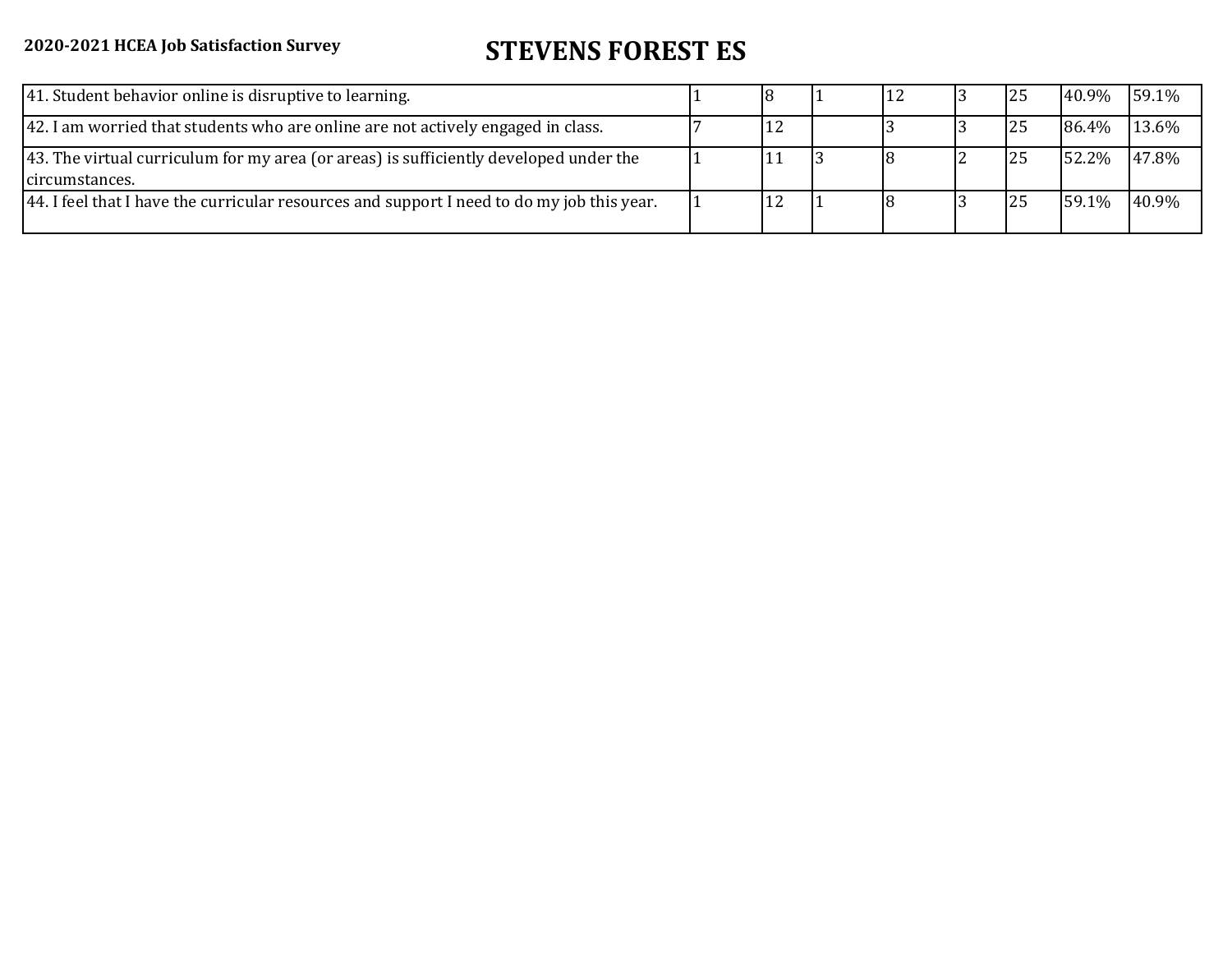2020-2021 HCEA Job Satisfaction Survey

# STEVENS FOREST ES

| | | | | | | | | |
|---|---|---|---|---|---|---|---|---|
| 41. Student behavior online is disruptive to learning. | 1 | 8 | 1 | 12 | 3 | 25 | 40.9% | 59.1% |
| 42. I am worried that students who are online are not actively engaged in class. | 7 | 12 | | 3 | 3 | 25 | 86.4% | 13.6% |
| 43. The virtual curriculum for my area (or areas) is sufficiently developed under the circumstances. | 1 | 11 | 3 | 8 | 2 | 25 | 52.2% | 47.8% |
| 44. I feel that I have the curricular resources and support I need to do my job this year. | 1 | 12 | 1 | 8 | 3 | 25 | 59.1% | 40.9% |